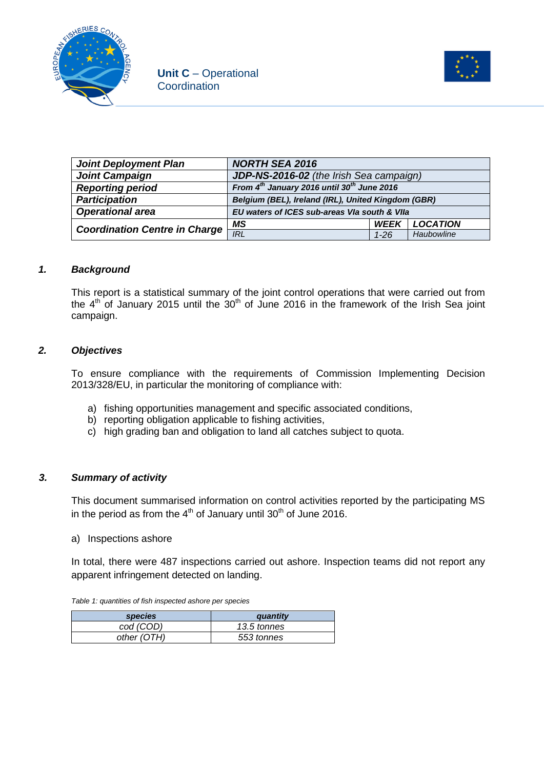Unit C – Operational Coordination

| Joint Deployment Plan | NORTH SEA 2016 | | |
|---|---|---|---|
| Joint Campaign | JDP-NS-2016-02 (the Irish Sea campaign) | | |
| Reporting period | From 4th January 2016 until 30th June 2016 | | |
| Participation | Belgium (BEL), Ireland (IRL), United Kingdom (GBR) | | |
| Operational area | EU waters of ICES sub-areas VIa south & VIIa | | |
| Coordination Centre in Charge | MS | WEEK | LOCATION |
| | IRL | 1-26 | Haubowline |

## 1. Background

This report is a statistical summary of the joint control operations that were carried out from the 4th of January 2015 until the 30th of June 2016 in the framework of the Irish Sea joint campaign.

## 2. Objectives

To ensure compliance with the requirements of Commission Implementing Decision 2013/328/EU, in particular the monitoring of compliance with:

a) fishing opportunities management and specific associated conditions,
b) reporting obligation applicable to fishing activities,
c) high grading ban and obligation to land all catches subject to quota.

## 3. Summary of activity

This document summarised information on control activities reported by the participating MS in the period as from the 4th of January until 30th of June 2016.

a) Inspections ashore

In total, there were 487 inspections carried out ashore. Inspection teams did not report any apparent infringement detected on landing.

*Table 1: quantities of fish inspected ashore per species*

| species | quantity |
|---|---|
| cod (COD) | 13.5 tonnes |
| other (OTH) | 553 tonnes |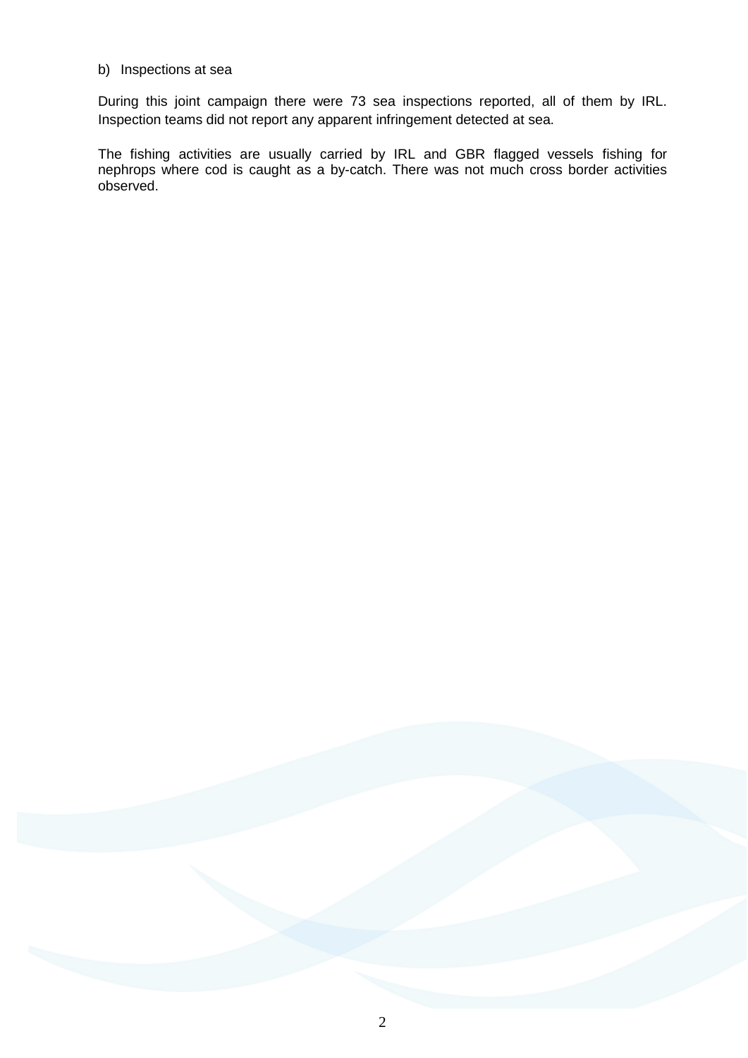b) Inspections at sea

During this joint campaign there were 73 sea inspections reported, all of them by IRL. Inspection teams did not report any apparent infringement detected at sea.

The fishing activities are usually carried by IRL and GBR flagged vessels fishing for nephrops where cod is caught as a by-catch. There was not much cross border activities observed.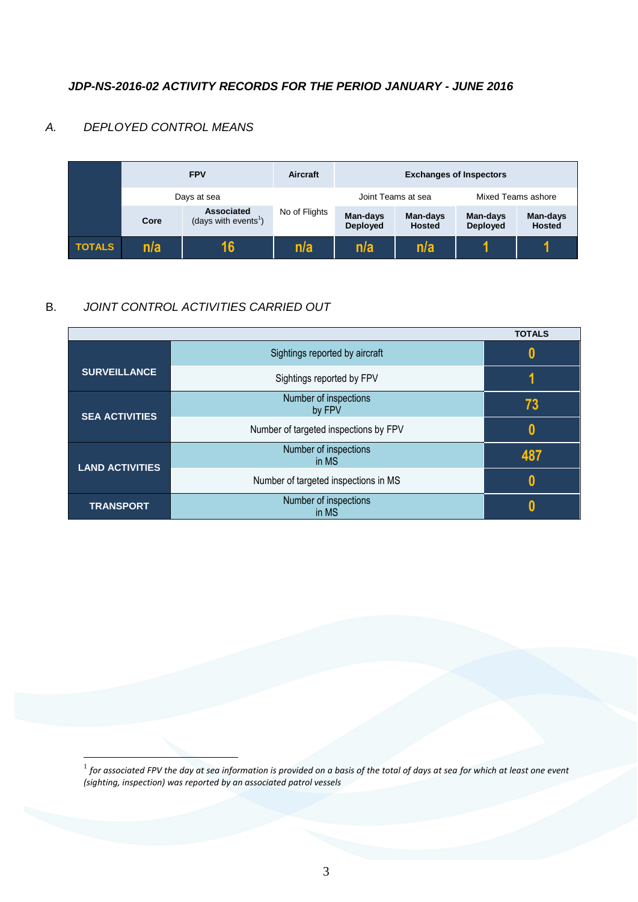***JDP-NS-2016-02 ACTIVITY RECORDS FOR THE PERIOD JANUARY - JUNE 2016***

## *A. DEPLOYED CONTROL MEANS*

| | FPV | | Aircraft | Exchanges of Inspectors | | | |
|---|---|---|---|---|---|---|---|
| | Days at sea | | | Joint Teams at sea | | Mixed Teams ashore | |
| | **Core** | **Associated** (days with events[1]) | No of Flights | **Man-days Deployed** | **Man-days Hosted** | **Man-days Deployed** | **Man-days Hosted** |
| **TOTALS** | n/a | 16 | n/a | n/a | n/a | 1 | 1 |

## B. *JOINT CONTROL ACTIVITIES CARRIED OUT*

| | | **TOTALS** |
|---|---|---|
| **SURVEILLANCE** | Sightings reported by aircraft | 0 |
| | Sightings reported by FPV | 1 |
| **SEA ACTIVITIES** | Number of inspections by FPV | 73 |
| | Number of targeted inspections by FPV | 0 |
| **LAND ACTIVITIES** | Number of inspections in MS | 487 |
| | Number of targeted inspections in MS | 0 |
| **TRANSPORT** | Number of inspections in MS | 0 |

[1] *for associated FPV the day at sea information is provided on a basis of the total of days at sea for which at least one event (sighting, inspection) was reported by an associated patrol vessels*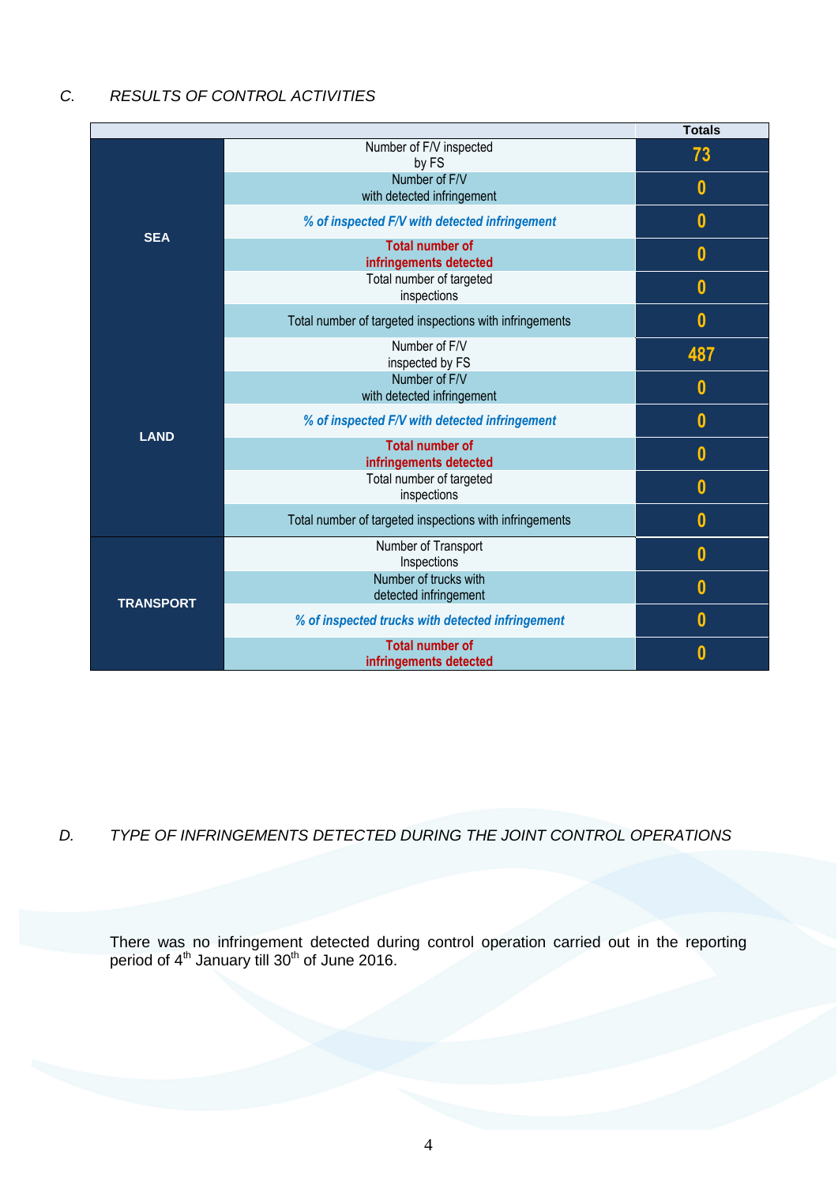## C. RESULTS OF CONTROL ACTIVITIES

| | | Totals |
|---|---|---|
| SEA | Number of F/V inspected by FS | 73 |
| | Number of F/V with detected infringement | 0 |
| | *% of inspected F/V with detected infringement* | 0 |
| | **Total number of infringements detected** | 0 |
| | Total number of targeted inspections | 0 |
| | Total number of targeted inspections with infringements | 0 |
| LAND | Number of F/V inspected by FS | 487 |
| | Number of F/V with detected infringement | 0 |
| | *% of inspected F/V with detected infringement* | 0 |
| | **Total number of infringements detected** | 0 |
| | Total number of targeted inspections | 0 |
| | Total number of targeted inspections with infringements | 0 |
| TRANSPORT | Number of Transport Inspections | 0 |
| | Number of trucks with detected infringement | 0 |
| | *% of inspected trucks with detected infringement* | 0 |
| | **Total number of infringements detected** | 0 |

## D. TYPE OF INFRINGEMENTS DETECTED DURING THE JOINT CONTROL OPERATIONS

There was no infringement detected during control operation carried out in the reporting period of 4th January till 30th of June 2016.